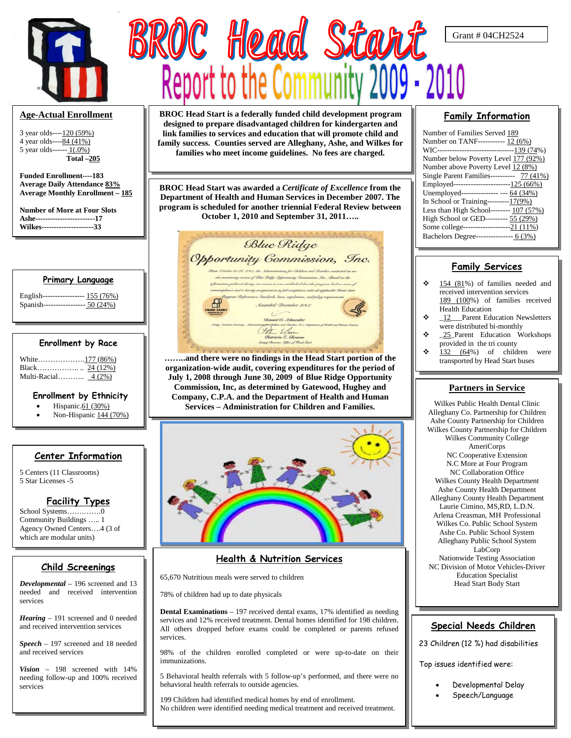# BROC Head Start

## Report to the Community 2009 - 2010

Grant # 04CH2524

BROC Head Start is a federally funded child development program designed to prepare disadvantaged children for kindergarten and link families to services and education that will promote child and family success. Counties served are Alleghany, Ashe, and Wilkes for families who meet income guidelines. No fees are charged.

BROC Head Start was awarded a *Certificate of Excellence* from the Department of Health and Human Services in December 2007. The program is scheduled for another triennial Federal Review between October 1, 2010 and September 31, 2011…..

……..and there were no findings in the Head Start portion of the organization-wide audit, covering expenditures for the period of July 1, 2008 through June 30, 2009 of Blue Ridge Opportunity Commission, Inc, as determined by Gatewood, Hughey and Company, C.P.A. and the Department of Health and Human Services – Administration for Children and Families.

### Age-Actual Enrollment

3 year olds----120 (59%)
4 year olds----84 (41%)
5 year olds------ 1(.0%)
**Total –205**

**Funded Enrollment----183**
**Average Daily Attendance 83%**
**Average Monthly Enrollment – 185**

**Number of More at Four Slots**
**Ashe-------------------------17**
**Wilkes----------------------33**

### Primary Language

English----------------- 155 (76%)
Spanish----------------- 50 (24%)

### Enrollment by Race

White……………….177 (86%)
Black…………….. .. 24 (12%)
Multi-Racial……….. 4 (2%)

### Enrollment by Ethnicity

- Hispanic.61 (30%)
- Non-Hispanic 144 (70%)

### Center Information

5 Centers (11 Classrooms)
5 Star Licenses -5

### Facility Types

School Systems…….…….0
Community Buildings ….. 1
Agency Owned Centers….4 (3 of which are modular units)

### Child Screenings

***Developmental*** – 196 screened and 13 needed and received intervention services

***Hearing*** – 191 screened and 0 needed and received intervention services

***Speech*** – 197 screened and 18 needed and received services

***Vision*** – 198 screened with 14% needing follow-up and 100% received services

### Health & Nutrition Services

65,670 Nutritious meals were served to children

78% of children had up to date physicals

**Dental Examinations** – 197 received dental exams, 17% identified as needing services and 12% received treatment. Dental homes identified for 198 children. All others dropped before exams could be completed or parents refused services.

98% of the children enrolled completed or were up-to-date on their immunizations.

5 Behavioral health referrals with 5 follow-up's performed, and there were no behavioral health referrals to outside agencies.

199 Children had identified medical homes by end of enrollment.
No children were identified needing medical treatment and received treatment.

### Family Information

Number of Families Served 189
Number on TANF----------- 12 (6%)
WIC-------------------------------139 (74%)
Number below Poverty Level 177 (92%)
Number above Poverty Level 12 (8%)
Single Parent Families---------- 77 (41%)
Employed------------------------125 (66%)
Unemployed--------------- --- 64 (34%)
In School or Training---------17(9%)
Less than High School-------- 107 (57%)
High School or GED--------- 55 (29%)
Some college-------------------21 (11%)
Bachelors Degree--------------- 6 (3%)

### Family Services

- 154 (81%) of families needed and received intervention services
  189 (100%) of families received Health Education
- 12 Parent Education Newsletters were distributed bi-monthly
- 25 Parent Education Workshops provided in the tri county
- 132 (64%) of children were transported by Head Start buses

### Partners in Service

Wilkes Public Health Dental Clinic
Alleghany Co. Partnership for Children
Ashe County Partnership for Children
Wilkes County Partnership for Children
Wilkes Community College
AmeriCorps
NC Cooperative Extension
N.C More at Four Program
NC Collaboration Office
Wilkes County Health Department
Ashe County Health Department
Alleghany County Health Department
Laurie Cimino, MS,RD, L.D.N.
Arlena Creasman, MH Professional
Wilkes Co. Public School System
Ashe Co. Public School System
Alleghany Public School System
LabCorp
Nationwide Testing Association
NC Division of Motor Vehicles-Driver Education Specialist
Head Start Body Start

### Special Needs Children

23 Children (12 %) had disabilities

Top issues identified were:

- Developmental Delay
- Speech/Language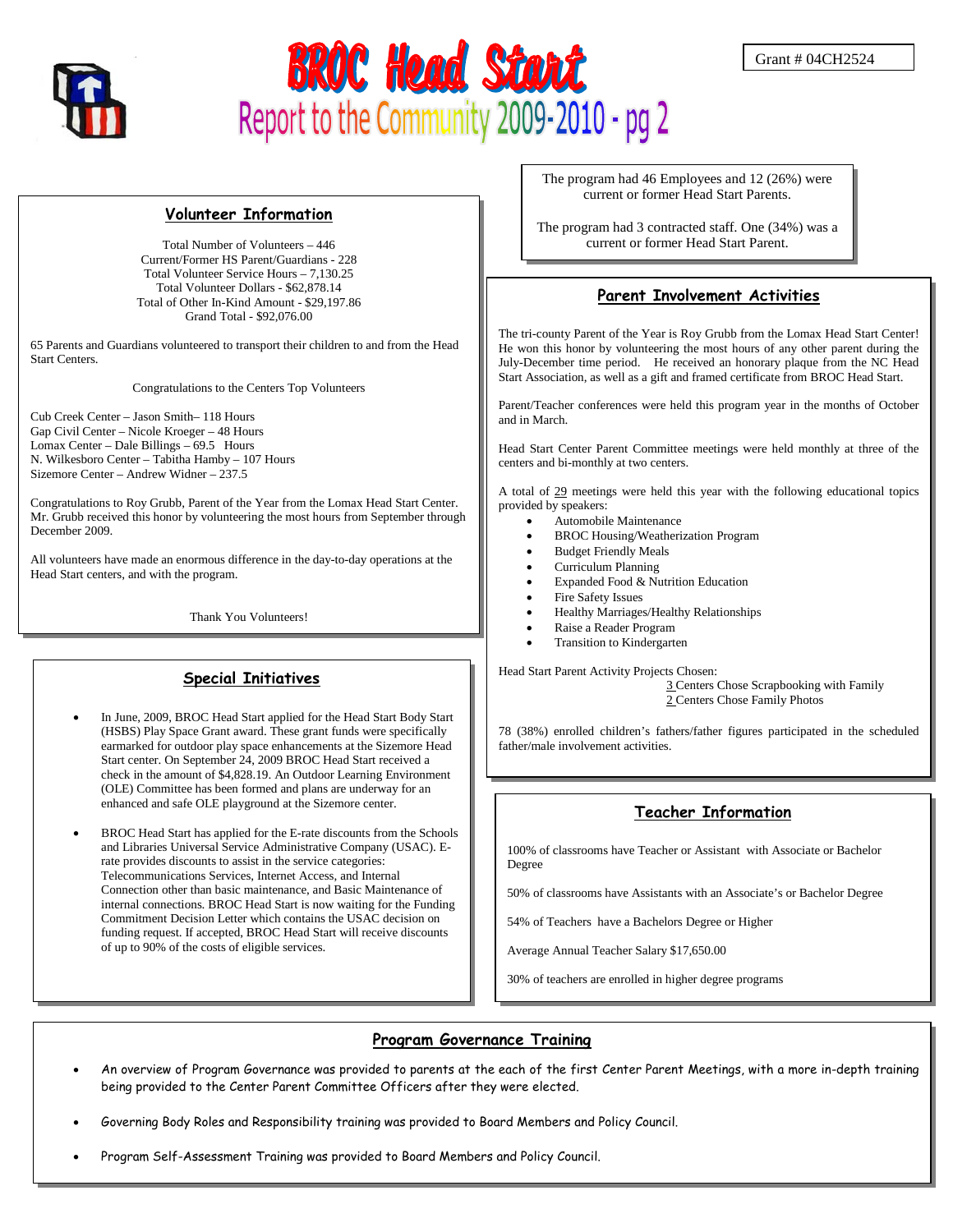# BROC Head Start

## Report to the Community 2009-2010 - pg 2

Grant # 04CH2524

The program had 46 Employees and 12 (26%) were current or former Head Start Parents.

The program had 3 contracted staff. One (34%) was a current or former Head Start Parent.

## Volunteer Information

Total Number of Volunteers – 446
Current/Former HS Parent/Guardians - 228
Total Volunteer Service Hours – 7,130.25
Total Volunteer Dollars - $62,878.14
Total of Other In-Kind Amount - $29,197.86
Grand Total - $92,076.00

65 Parents and Guardians volunteered to transport their children to and from the Head Start Centers.

Congratulations to the Centers Top Volunteers

Cub Creek Center – Jason Smith– 118 Hours
Gap Civil Center – Nicole Kroeger – 48 Hours
Lomax Center – Dale Billings – 69.5 Hours
N. Wilkesboro Center – Tabitha Hamby – 107 Hours
Sizemore Center – Andrew Widner – 237.5

Congratulations to Roy Grubb, Parent of the Year from the Lomax Head Start Center. Mr. Grubb received this honor by volunteering the most hours from September through December 2009.

All volunteers have made an enormous difference in the day-to-day operations at the Head Start centers, and with the program.

Thank You Volunteers!

## Parent Involvement Activities

The tri-county Parent of the Year is Roy Grubb from the Lomax Head Start Center! He won this honor by volunteering the most hours of any other parent during the July-December time period. He received an honorary plaque from the NC Head Start Association, as well as a gift and framed certificate from BROC Head Start.

Parent/Teacher conferences were held this program year in the months of October and in March.

Head Start Center Parent Committee meetings were held monthly at three of the centers and bi-monthly at two centers.

A total of 29 meetings were held this year with the following educational topics provided by speakers:

- Automobile Maintenance
- BROC Housing/Weatherization Program
- Budget Friendly Meals
- Curriculum Planning
- Expanded Food & Nutrition Education
- Fire Safety Issues
- Healthy Marriages/Healthy Relationships
- Raise a Reader Program
- Transition to Kindergarten

Head Start Parent Activity Projects Chosen:
3 Centers Chose Scrapbooking with Family
2 Centers Chose Family Photos

78 (38%) enrolled children's fathers/father figures participated in the scheduled father/male involvement activities.

## Special Initiatives

- In June, 2009, BROC Head Start applied for the Head Start Body Start (HSBS) Play Space Grant award. These grant funds were specifically earmarked for outdoor play space enhancements at the Sizemore Head Start center. On September 24, 2009 BROC Head Start received a check in the amount of $4,828.19. An Outdoor Learning Environment (OLE) Committee has been formed and plans are underway for an enhanced and safe OLE playground at the Sizemore center.
- BROC Head Start has applied for the E-rate discounts from the Schools and Libraries Universal Service Administrative Company (USAC). E-rate provides discounts to assist in the service categories: Telecommunications Services, Internet Access, and Internal Connection other than basic maintenance, and Basic Maintenance of internal connections. BROC Head Start is now waiting for the Funding Commitment Decision Letter which contains the USAC decision on funding request. If accepted, BROC Head Start will receive discounts of up to 90% of the costs of eligible services.

## Teacher Information

100% of classrooms have Teacher or Assistant with Associate or Bachelor Degree

50% of classrooms have Assistants with an Associate's or Bachelor Degree

54% of Teachers have a Bachelors Degree or Higher

Average Annual Teacher Salary $17,650.00

30% of teachers are enrolled in higher degree programs

## Program Governance Training

- An overview of Program Governance was provided to parents at the each of the first Center Parent Meetings, with a more in-depth training being provided to the Center Parent Committee Officers after they were elected.
- Governing Body Roles and Responsibility training was provided to Board Members and Policy Council.
- Program Self-Assessment Training was provided to Board Members and Policy Council.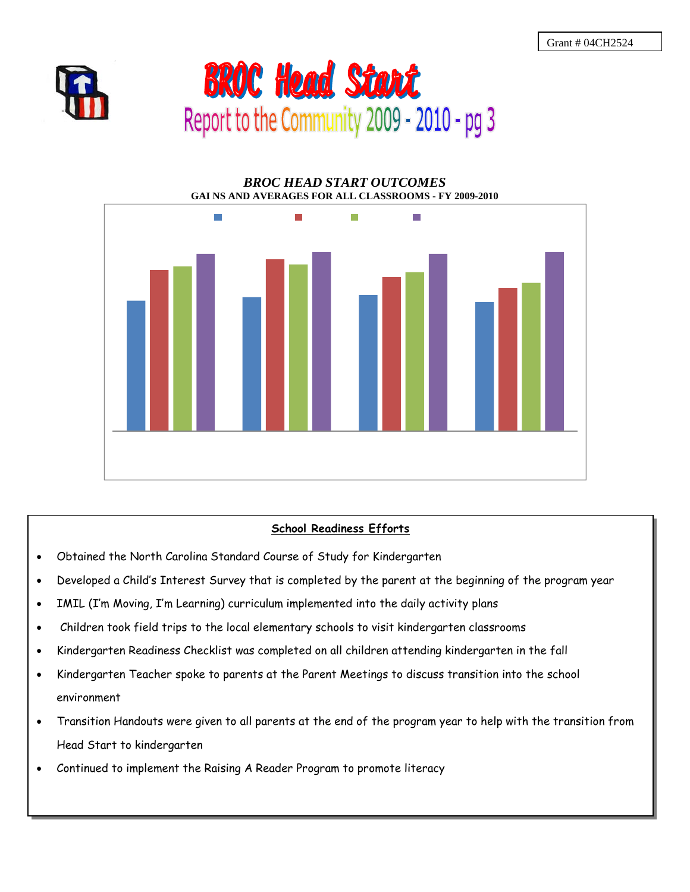Grant # 04CH2524

# BROC Head Start

## Report to the Community 2009 - 2010 - pg 3

### *BROC HEAD START OUTCOMES*

**GAI NS AND AVERAGES FOR ALL CLASSROOMS - FY 2009-2010**

**School Readiness Efforts**

- Obtained the North Carolina Standard Course of Study for Kindergarten
- Developed a Child's Interest Survey that is completed by the parent at the beginning of the program year
- IMIL (I'm Moving, I'm Learning) curriculum implemented into the daily activity plans
- Children took field trips to the local elementary schools to visit kindergarten classrooms
- Kindergarten Readiness Checklist was completed on all children attending kindergarten in the fall
- Kindergarten Teacher spoke to parents at the Parent Meetings to discuss transition into the school environment
- Transition Handouts were given to all parents at the end of the program year to help with the transition from Head Start to kindergarten
- Continued to implement the Raising A Reader Program to promote literacy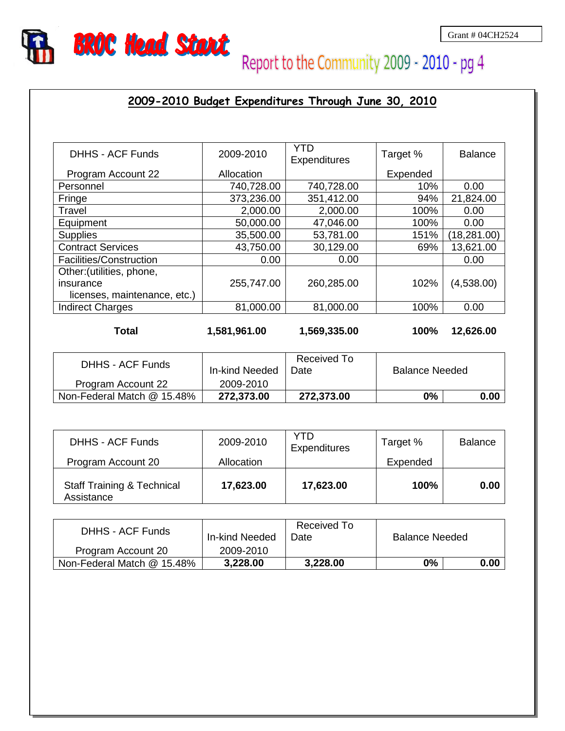Grant # 04CH2524

# BROC Head Start

## Report to the Community 2009 - 2010 - pg 4

### 2009-2010 Budget Expenditures Through June 30, 2010

| DHHS - ACF Funds Program Account 22 | 2009-2010 Allocation | YTD Expenditures | Target % Expended | Balance |
|---|---|---|---|---|
| Personnel | 740,728.00 | 740,728.00 | 10% | 0.00 |
| Fringe | 373,236.00 | 351,412.00 | 94% | 21,824.00 |
| Travel | 2,000.00 | 2,000.00 | 100% | 0.00 |
| Equipment | 50,000.00 | 47,046.00 | 100% | 0.00 |
| Supplies | 35,500.00 | 53,781.00 | 151% | (18,281.00) |
| Contract Services | 43,750.00 | 30,129.00 | 69% | 13,621.00 |
| Facilities/Construction | 0.00 | 0.00 | | 0.00 |
| Other:(utilities, phone, insurance licenses, maintenance, etc.) | 255,747.00 | 260,285.00 | 102% | (4,538.00) |
| Indirect Charges | 81,000.00 | 81,000.00 | 100% | 0.00 |
| **Total** | **1,581,961.00** | **1,569,335.00** | **100%** | **12,626.00** |

| DHHS - ACF Funds Program Account 22 | In-kind Needed 2009-2010 | Received To Date | Balance Needed | |
|---|---|---|---|---|
| Non-Federal Match @ 15.48% | **272,373.00** | **272,373.00** | **0%** | **0.00** |

| DHHS - ACF Funds Program Account 20 | 2009-2010 Allocation | YTD Expenditures | Target % Expended | Balance |
|---|---|---|---|---|
| Staff Training & Technical Assistance | **17,623.00** | **17,623.00** | **100%** | **0.00** |

| DHHS - ACF Funds Program Account 20 | In-kind Needed 2009-2010 | Received To Date | Balance Needed | |
|---|---|---|---|---|
| Non-Federal Match @ 15.48% | **3,228.00** | **3,228.00** | **0%** | **0.00** |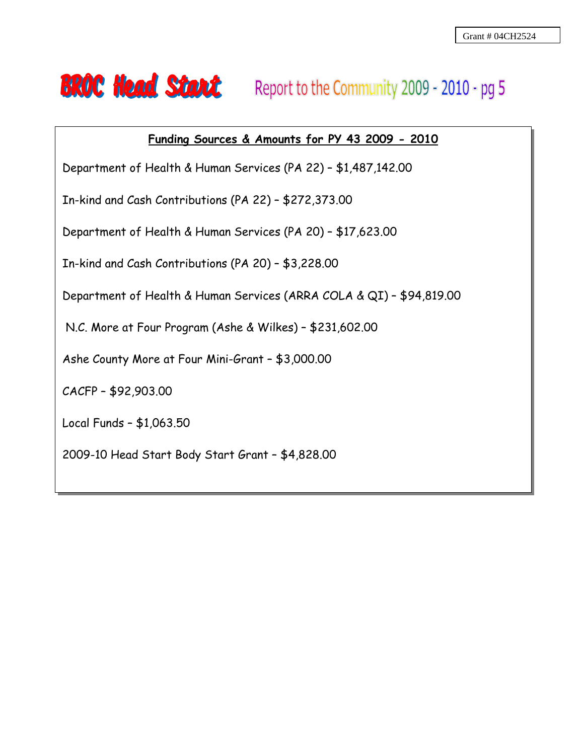Grant # 04CH2524

# BROC Head Start Report to the Community 2009 - 2010 - pg 5

**Funding Sources & Amounts for PY 43 2009 - 2010**

Department of Health & Human Services (PA 22) – $1,487,142.00

In-kind and Cash Contributions (PA 22) – $272,373.00

Department of Health & Human Services (PA 20) – $17,623.00

In-kind and Cash Contributions (PA 20) – $3,228.00

Department of Health & Human Services (ARRA COLA & QI) – $94,819.00

N.C. More at Four Program (Ashe & Wilkes) – $231,602.00

Ashe County More at Four Mini-Grant – $3,000.00

CACFP – $92,903.00

Local Funds – $1,063.50

2009-10 Head Start Body Start Grant – $4,828.00